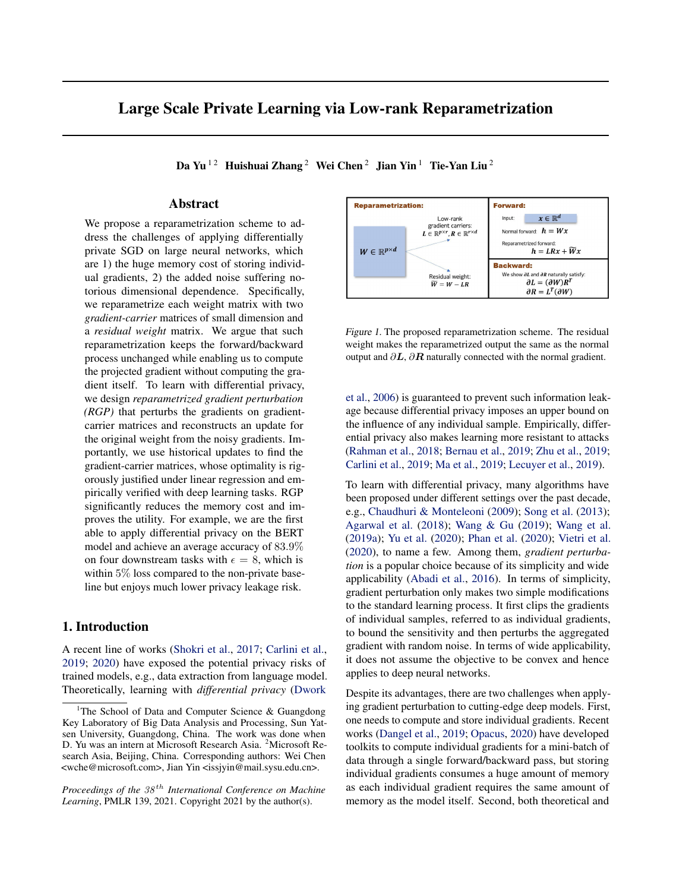# Large Scale Private Learning via Low-rank Reparametrization

**Da Yu** [1,2] **Huishuai Zhang** [2] **Wei Chen** [2] **Jian Yin** [1] **Tie-Yan Liu** [2]

## Abstract

We propose a reparametrization scheme to address the challenges of applying differentially private SGD on large neural networks, which are 1) the huge memory cost of storing individual gradients, 2) the added noise suffering notorious dimensional dependence. Specifically, we reparametrize each weight matrix with two *gradient-carrier* matrices of small dimension and a *residual weight* matrix. We argue that such reparametrization keeps the forward/backward process unchanged while enabling us to compute the projected gradient without computing the gradient itself. To learn with differential privacy, we design *reparametrized gradient perturbation (RGP)* that perturbs the gradients on gradient-carrier matrices and reconstructs an update for the original weight from the noisy gradients. Importantly, we use historical updates to find the gradient-carrier matrices, whose optimality is rigorously justified under linear regression and empirically verified with deep learning tasks. RGP significantly reduces the memory cost and improves the utility. For example, we are the first able to apply differential privacy on the BERT model and achieve an average accuracy of 83.9% on four downstream tasks with $\epsilon = 8$, which is within 5% loss compared to the non-private baseline but enjoys much lower privacy leakage risk.

## 1. Introduction

A recent line of works (Shokri et al., 2017; Carlini et al., 2019; 2020) have exposed the potential privacy risks of trained models, e.g., data extraction from language model. Theoretically, learning with *differential privacy* (Dwork et al., 2006) is guaranteed to prevent such information leakage because differential privacy imposes an upper bound on the influence of any individual sample. Empirically, differential privacy also makes learning more resistant to attacks (Rahman et al., 2018; Bernau et al., 2019; Zhu et al., 2019; Carlini et al., 2019; Ma et al., 2019; Lecuyer et al., 2019).

**Reparametrization:** $W \in \mathbb{R}^{p\times d}$; Low-rank gradient carriers: $L \in \mathbb{R}^{p\times r}, R \in \mathbb{R}^{r\times d}$; Residual weight: $\tilde{W} = W - LR$

**Forward:** Input: $x \in \mathbb{R}^d$; Normal forward: $h = Wx$; Reparametrized forward: $h = LRx + \tilde{W}x$

**Backward:** We show $\partial L$ and $\partial R$ naturally satisfy: $\partial L = (\partial W)R^T$, $\partial R = L^T(\partial W)$

*Figure 1.* The proposed reparametrization scheme. The residual weight makes the reparametrized output the same as the normal output and $\partial L$, $\partial R$ naturally connected with the normal gradient.

To learn with differential privacy, many algorithms have been proposed under different settings over the past decade, e.g., Chaudhuri & Monteleoni (2009); Song et al. (2013); Agarwal et al. (2018); Wang & Gu (2019); Wang et al. (2019a); Yu et al. (2020); Phan et al. (2020); Vietri et al. (2020), to name a few. Among them, *gradient perturbation* is a popular choice because of its simplicity and wide applicability (Abadi et al., 2016). In terms of simplicity, gradient perturbation only makes two simple modifications to the standard learning process. It first clips the gradients of individual samples, referred to as individual gradients, to bound the sensitivity and then perturbs the aggregated gradient with random noise. In terms of wide applicability, it does not assume the objective to be convex and hence applies to deep neural networks.

Despite its advantages, there are two challenges when applying gradient perturbation to cutting-edge deep models. First, one needs to compute and store individual gradients. Recent works (Dangel et al., 2019; Opacus, 2020) have developed toolkits to compute individual gradients for a mini-batch of data through a single forward/backward pass, but storing individual gradients consumes a huge amount of memory as each individual gradient requires the same amount of memory as the model itself. Second, both theoretical and

[1] The School of Data and Computer Science & Guangdong Key Laboratory of Big Data Analysis and Processing, Sun Yat-sen University, Guangdong, China. The work was done when D. Yu was an intern at Microsoft Research Asia. [2] Microsoft Research Asia, Beijing, China. Corresponding authors: Wei Chen <wche@microsoft.com>, Jian Yin <issjyin@mail.sysu.edu.cn>.

*Proceedings of the 38th International Conference on Machine Learning*, PMLR 139, 2021. Copyright 2021 by the author(s).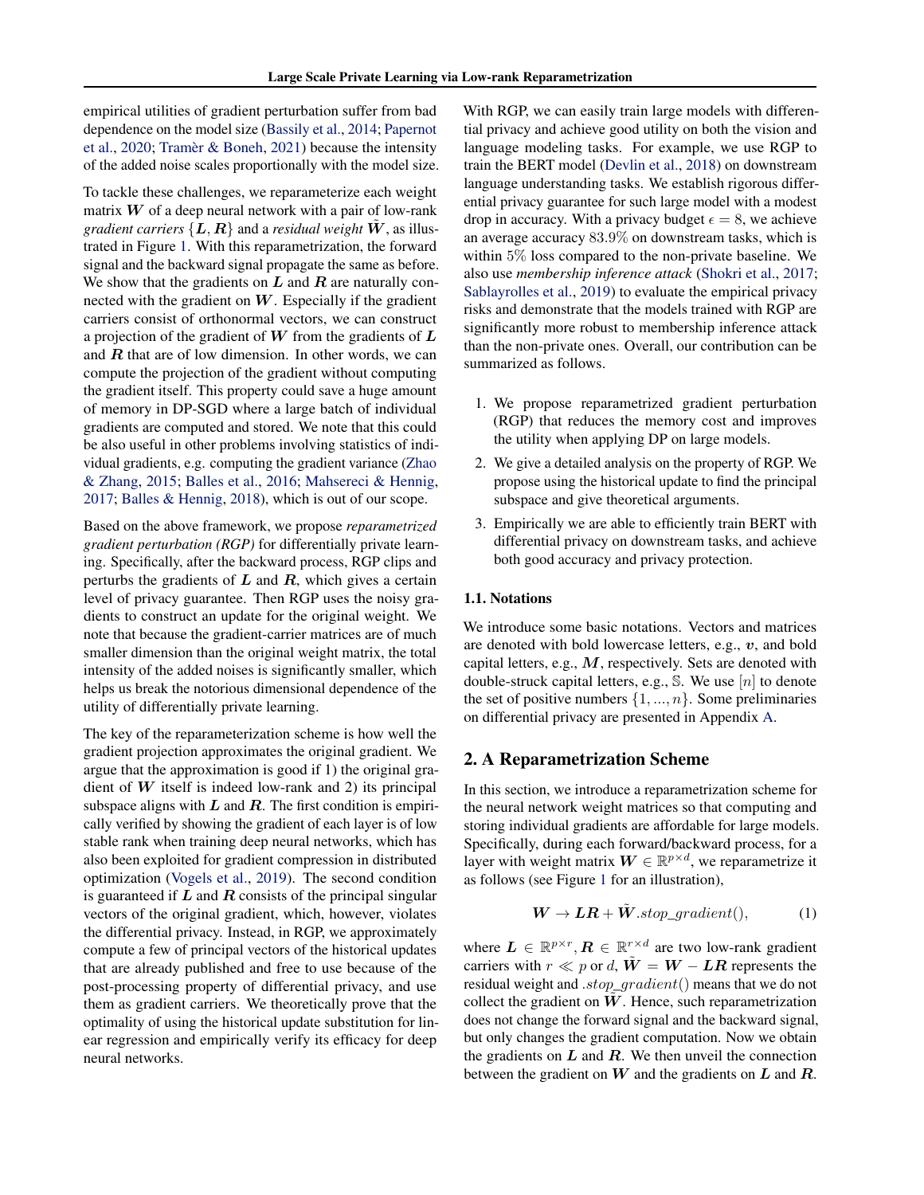empirical utilities of gradient perturbation suffer from bad dependence on the model size (Bassily et al., 2014; Papernot et al., 2020; Tramèr & Boneh, 2021) because the intensity of the added noise scales proportionally with the model size.

To tackle these challenges, we reparameterize each weight matrix $\boldsymbol{W}$ of a deep neural network with a pair of low-rank *gradient carriers* $\{\boldsymbol{L}, \boldsymbol{R}\}$ and a *residual weight* $\tilde{\boldsymbol{W}}$, as illustrated in Figure 1. With this reparametrization, the forward signal and the backward signal propagate the same as before. We show that the gradients on $\boldsymbol{L}$ and $\boldsymbol{R}$ are naturally connected with the gradient on $\boldsymbol{W}$. Especially if the gradient carriers consist of orthonormal vectors, we can construct a projection of the gradient of $\boldsymbol{W}$ from the gradients of $\boldsymbol{L}$ and $\boldsymbol{R}$ that are of low dimension. In other words, we can compute the projection of the gradient without computing the gradient itself. This property could save a huge amount of memory in DP-SGD where a large batch of individual gradients are computed and stored. We note that this could be also useful in other problems involving statistics of individual gradients, e.g. computing the gradient variance (Zhao & Zhang, 2015; Balles et al., 2016; Mahsereci & Hennig, 2017; Balles & Hennig, 2018), which is out of our scope.

Based on the above framework, we propose *reparametrized gradient perturbation (RGP)* for differentially private learning. Specifically, after the backward process, RGP clips and perturbs the gradients of $\boldsymbol{L}$ and $\boldsymbol{R}$, which gives a certain level of privacy guarantee. Then RGP uses the noisy gradients to construct an update for the original weight. We note that because the gradient-carrier matrices are of much smaller dimension than the original weight matrix, the total intensity of the added noises is significantly smaller, which helps us break the notorious dimensional dependence of the utility of differentially private learning.

The key of the reparameterization scheme is how well the gradient projection approximates the original gradient. We argue that the approximation is good if 1) the original gradient of $\boldsymbol{W}$ itself is indeed low-rank and 2) its principal subspace aligns with $\boldsymbol{L}$ and $\boldsymbol{R}$. The first condition is empirically verified by showing the gradient of each layer is of low stable rank when training deep neural networks, which has also been exploited for gradient compression in distributed optimization (Vogels et al., 2019). The second condition is guaranteed if $\boldsymbol{L}$ and $\boldsymbol{R}$ consists of the principal singular vectors of the original gradient, which, however, violates the differential privacy. Instead, in RGP, we approximately compute a few of principal vectors of the historical updates that are already published and free to use because of the post-processing property of differential privacy, and use them as gradient carriers. We theoretically prove that the optimality of using the historical update substitution for linear regression and empirically verify its efficacy for deep neural networks.

With RGP, we can easily train large models with differential privacy and achieve good utility on both the vision and language modeling tasks. For example, we use RGP to train the BERT model (Devlin et al., 2018) on downstream language understanding tasks. We establish rigorous differential privacy guarantee for such large model with a modest drop in accuracy. With a privacy budget $\epsilon = 8$, we achieve an average accuracy $83.9\%$ on downstream tasks, which is within $5\%$ loss compared to the non-private baseline. We also use *membership inference attack* (Shokri et al., 2017; Sablayrolles et al., 2019) to evaluate the empirical privacy risks and demonstrate that the models trained with RGP are significantly more robust to membership inference attack than the non-private ones. Overall, our contribution can be summarized as follows.

1. We propose reparametrized gradient perturbation (RGP) that reduces the memory cost and improves the utility when applying DP on large models.
2. We give a detailed analysis on the property of RGP. We propose using the historical update to find the principal subspace and give theoretical arguments.
3. Empirically we are able to efficiently train BERT with differential privacy on downstream tasks, and achieve both good accuracy and privacy protection.

### 1.1. Notations

We introduce some basic notations. Vectors and matrices are denoted with bold lowercase letters, e.g., $\boldsymbol{v}$, and bold capital letters, e.g., $\boldsymbol{M}$, respectively. Sets are denoted with double-struck capital letters, e.g., $\mathbb{S}$. We use $[n]$ to denote the set of positive numbers $\{1, ..., n\}$. Some preliminaries on differential privacy are presented in Appendix A.

## 2. A Reparametrization Scheme

In this section, we introduce a reparametrization scheme for the neural network weight matrices so that computing and storing individual gradients are affordable for large models. Specifically, during each forward/backward process, for a layer with weight matrix $\boldsymbol{W} \in \mathbb{R}^{p \times d}$, we reparametrize it as follows (see Figure 1 for an illustration),

$$\boldsymbol{W} \rightarrow \boldsymbol{L}\boldsymbol{R} + \tilde{\boldsymbol{W}}.stop\_gradient(), \tag{1}$$

where $\boldsymbol{L} \in \mathbb{R}^{p \times r}, \boldsymbol{R} \in \mathbb{R}^{r \times d}$ are two low-rank gradient carriers with $r \ll p$ or $d$, $\tilde{\boldsymbol{W}} = \boldsymbol{W} - \boldsymbol{L}\boldsymbol{R}$ represents the residual weight and $.stop\_gradient()$ means that we do not collect the gradient on $\tilde{\boldsymbol{W}}$. Hence, such reparametrization does not change the forward signal and the backward signal, but only changes the gradient computation. Now we obtain the gradients on $\boldsymbol{L}$ and $\boldsymbol{R}$. We then unveil the connection between the gradient on $\boldsymbol{W}$ and the gradients on $\boldsymbol{L}$ and $\boldsymbol{R}$.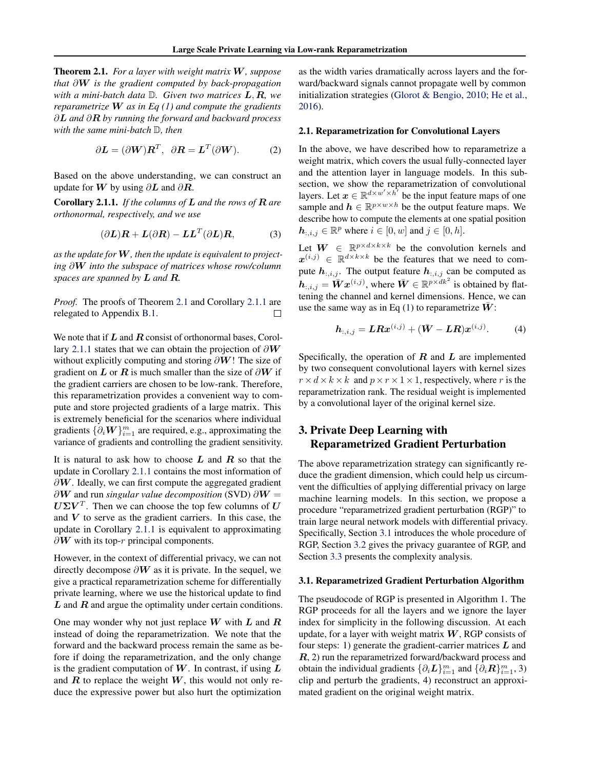**Theorem 2.1.** *For a layer with weight matrix $\boldsymbol{W}$, suppose that $\partial \boldsymbol{W}$ is the gradient computed by back-propagation with a mini-batch data $\mathbb{D}$. Given two matrices $\boldsymbol{L}, \boldsymbol{R}$, we reparametrize $\boldsymbol{W}$ as in Eq (1) and compute the gradients $\partial \boldsymbol{L}$ and $\partial \boldsymbol{R}$ by running the forward and backward process with the same mini-batch $\mathbb{D}$, then*

$$\partial \boldsymbol{L} = (\partial \boldsymbol{W})\boldsymbol{R}^T, \;\; \partial \boldsymbol{R} = \boldsymbol{L}^T(\partial \boldsymbol{W}). \tag{2}$$

Based on the above understanding, we can construct an update for $\boldsymbol{W}$ by using $\partial \boldsymbol{L}$ and $\partial \boldsymbol{R}$.

**Corollary 2.1.1.** *If the columns of $\boldsymbol{L}$ and the rows of $\boldsymbol{R}$ are orthonormal, respectively, and we use*

$$(\partial \boldsymbol{L})\boldsymbol{R} + \boldsymbol{L}(\partial \boldsymbol{R}) - \boldsymbol{L}\boldsymbol{L}^T(\partial \boldsymbol{L})\boldsymbol{R}, \tag{3}$$

*as the update for $\boldsymbol{W}$, then the update is equivalent to projecting $\partial \boldsymbol{W}$ into the subspace of matrices whose row/column spaces are spanned by $\boldsymbol{L}$ and $\boldsymbol{R}$.*

*Proof.* The proofs of Theorem 2.1 and Corollary 2.1.1 are relegated to Appendix B.1. □

We note that if $\boldsymbol{L}$ and $\boldsymbol{R}$ consist of orthonormal bases, Corollary 2.1.1 states that we can obtain the projection of $\partial \boldsymbol{W}$ without explicitly computing and storing $\partial \boldsymbol{W}$! The size of gradient on $\boldsymbol{L}$ or $\boldsymbol{R}$ is much smaller than the size of $\partial \boldsymbol{W}$ if the gradient carriers are chosen to be low-rank. Therefore, this reparametrization provides a convenient way to compute and store projected gradients of a large matrix. This is extremely beneficial for the scenarios where individual gradients $\{\partial_i \boldsymbol{W}\}_{i=1}^m$ are required, e.g., approximating the variance of gradients and controlling the gradient sensitivity.

It is natural to ask how to choose $\boldsymbol{L}$ and $\boldsymbol{R}$ so that the update in Corollary 2.1.1 contains the most information of $\partial \boldsymbol{W}$. Ideally, we can first compute the aggregated gradient $\partial \boldsymbol{W}$ and run *singular value decomposition* (SVD) $\partial \boldsymbol{W} = \boldsymbol{U}\boldsymbol{\Sigma}\boldsymbol{V}^T$. Then we can choose the top few columns of $\boldsymbol{U}$ and $\boldsymbol{V}$ to serve as the gradient carriers. In this case, the update in Corollary 2.1.1 is equivalent to approximating $\partial \boldsymbol{W}$ with its top-$r$ principal components.

However, in the context of differential privacy, we can not directly decompose $\partial \boldsymbol{W}$ as it is private. In the sequel, we give a practical reparametrization scheme for differentially private learning, where we use the historical update to find $\boldsymbol{L}$ and $\boldsymbol{R}$ and argue the optimality under certain conditions.

One may wonder why not just replace $\boldsymbol{W}$ with $\boldsymbol{L}$ and $\boldsymbol{R}$ instead of doing the reparametrization. We note that the forward and the backward process remain the same as before if doing the reparametrization, and the only change is the gradient computation of $\boldsymbol{W}$. In contrast, if using $\boldsymbol{L}$ and $\boldsymbol{R}$ to replace the weight $\boldsymbol{W}$, this would not only reduce the expressive power but also hurt the optimization as the width varies dramatically across layers and the forward/backward signals cannot propagate well by common initialization strategies (Glorot & Bengio, 2010; He et al., 2016).

### 2.1. Reparametrization for Convolutional Layers

In the above, we have described how to reparametrize a weight matrix, which covers the usual fully-connected layer and the attention layer in language models. In this subsection, we show the reparametrization of convolutional layers. Let $\boldsymbol{x} \in \mathbb{R}^{d \times w' \times h'}$ be the input feature maps of one sample and $\boldsymbol{h} \in \mathbb{R}^{p \times w \times h}$ be the output feature maps. We describe how to compute the elements at one spatial position $\boldsymbol{h}_{:,i,j} \in \mathbb{R}^p$ where $i \in [0, w]$ and $j \in [0, h]$.

Let $\boldsymbol{W} \in \mathbb{R}^{p \times d \times k \times k}$ be the convolution kernels and $\boldsymbol{x}^{(i,j)} \in \mathbb{R}^{d \times k \times k}$ be the features that we need to compute $\boldsymbol{h}_{:,i,j}$. The output feature $\boldsymbol{h}_{:,i,j}$ can be computed as $\boldsymbol{h}_{:,i,j} = \bar{\boldsymbol{W}}\boldsymbol{x}^{(i,j)}$, where $\bar{\boldsymbol{W}} \in \mathbb{R}^{p \times dk^2}$ is obtained by flattening the channel and kernel dimensions. Hence, we can use the same way as in Eq (1) to reparametrize $\bar{\boldsymbol{W}}$:

$$\boldsymbol{h}_{:,i,j} = \boldsymbol{L}\boldsymbol{R}\boldsymbol{x}^{(i,j)} + (\bar{\boldsymbol{W}} - \boldsymbol{L}\boldsymbol{R})\boldsymbol{x}^{(i,j)}. \tag{4}$$

Specifically, the operation of $\boldsymbol{R}$ and $\boldsymbol{L}$ are implemented by two consequent convolutional layers with kernel sizes $r \times d \times k \times k$ and $p \times r \times 1 \times 1$, respectively, where $r$ is the reparametrization rank. The residual weight is implemented by a convolutional layer of the original kernel size.

## 3. Private Deep Learning with Reparametrized Gradient Perturbation

The above reparametrization strategy can significantly reduce the gradient dimension, which could help us circumvent the difficulties of applying differential privacy on large machine learning models. In this section, we propose a procedure "reparametrized gradient perturbation (RGP)" to train large neural network models with differential privacy. Specifically, Section 3.1 introduces the whole procedure of RGP, Section 3.2 gives the privacy guarantee of RGP, and Section 3.3 presents the complexity analysis.

### 3.1. Reparametrized Gradient Perturbation Algorithm

The pseudocode of RGP is presented in Algorithm 1. The RGP proceeds for all the layers and we ignore the layer index for simplicity in the following discussion. At each update, for a layer with weight matrix $\boldsymbol{W}$, RGP consists of four steps: 1) generate the gradient-carrier matrices $\boldsymbol{L}$ and $\boldsymbol{R}$, 2) run the reparametrized forward/backward process and obtain the individual gradients $\{\partial_i \boldsymbol{L}\}_{i=1}^m$ and $\{\partial_i \boldsymbol{R}\}_{i=1}^m$, 3) clip and perturb the gradients, 4) reconstruct an approximated gradient on the original weight matrix.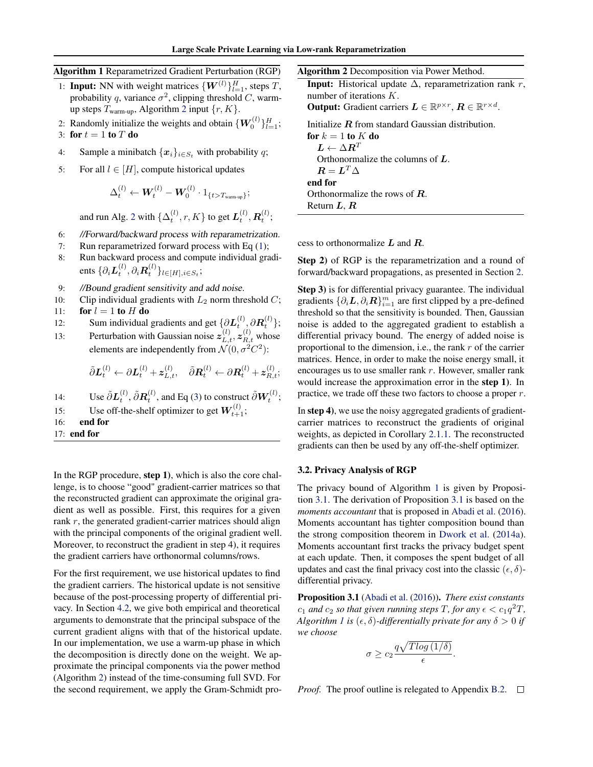**Algorithm 1** Reparametrized Gradient Perturbation (RGP)

1: **Input:** NN with weight matrices $\{\boldsymbol{W}^{(l)}\}_{l=1}^{H}$, steps $T$, probability $q$, variance $\sigma^2$, clipping threshold $C$, warm-up steps $T_{\text{warm-up}}$, Algorithm 2 input $\{r, K\}$.

2: Randomly initialize the weights and obtain $\{\boldsymbol{W}_0^{(l)}\}_{l=1}^{H}$;

3: **for** $t = 1$ **to** $T$ **do**

4: Sample a minibatch $\{\boldsymbol{x}_i\}_{i \in S_t}$ with probability $q$;

5: For all $l \in [H]$, compute historical updates

$$\Delta_t^{(l)} \leftarrow \boldsymbol{W}_t^{(l)} - \boldsymbol{W}_0^{(l)} \cdot 1_{\{t > T_{\text{warm-up}}\}};$$

and run Alg. 2 with $\{\Delta_t^{(l)}, r, K\}$ to get $\boldsymbol{L}_t^{(l)}, \boldsymbol{R}_t^{(l)}$;

6: *//Forward/backward process with reparametrization.*

7: Run reparametrized forward process with Eq (1);

8: Run backward process and compute individual gradients $\{\partial_i \boldsymbol{L}_t^{(l)}, \partial_i \boldsymbol{R}_t^{(l)}\}_{l \in [H], i \in S_t}$;

9: *//Bound gradient sensitivity and add noise.*

10: Clip individual gradients with $L_2$ norm threshold $C$;

11: **for** $l = 1$ **to** $H$ **do**

12: Sum individual gradients and get $\{\partial \boldsymbol{L}_t^{(l)}, \partial \boldsymbol{R}_t^{(l)}\}$;

13: Perturbation with Gaussian noise $\boldsymbol{z}_{L,t}^{(l)}, \boldsymbol{z}_{R,t}^{(l)}$ whose elements are independently from $\mathcal{N}(0, \sigma^2 C^2)$:

$$\tilde{\partial} \boldsymbol{L}_t^{(l)} \leftarrow \partial \boldsymbol{L}_t^{(l)} + \boldsymbol{z}_{L,t}^{(l)}, \quad \tilde{\partial} \boldsymbol{R}_t^{(l)} \leftarrow \partial \boldsymbol{R}_t^{(l)} + \boldsymbol{z}_{R,t}^{(l)};$$

14: Use $\tilde{\partial} \boldsymbol{L}_t^{(l)}, \tilde{\partial} \boldsymbol{R}_t^{(l)}$, and Eq (3) to construct $\tilde{\partial} \boldsymbol{W}_t^{(l)}$;

15: Use off-the-shelf optimizer to get $\boldsymbol{W}_{t+1}^{(l)}$;

16: **end for**

17: **end for**

In the RGP procedure, **step 1)**, which is also the core challenge, is to choose "good" gradient-carrier matrices so that the reconstructed gradient can approximate the original gradient as well as possible. First, this requires for a given rank $r$, the generated gradient-carrier matrices should align with the principal components of the original gradient well. Moreover, to reconstruct the gradient in step 4), it requires the gradient carriers have orthonormal columns/rows.

For the first requirement, we use historical updates to find the gradient carriers. The historical update is not sensitive because of the post-processing property of differential privacy. In Section 4.2, we give both empirical and theoretical arguments to demonstrate that the principal subspace of the current gradient aligns with that of the historical update. In our implementation, we use a warm-up phase in which the decomposition is directly done on the weight. We approximate the principal components via the power method (Algorithm 2) instead of the time-consuming full SVD. For the second requirement, we apply the Gram-Schmidt process to orthonormalize $\boldsymbol{L}$ and $\boldsymbol{R}$.

**Algorithm 2** Decomposition via Power Method.

**Input:** Historical update $\Delta$, reparametrization rank $r$, number of iterations $K$.
**Output:** Gradient carriers $\boldsymbol{L} \in \mathbb{R}^{p \times r}$, $\boldsymbol{R} \in \mathbb{R}^{r \times d}$.

Initialize $\boldsymbol{R}$ from standard Gaussian distribution.
**for** $k = 1$ **to** $K$ **do**
$\boldsymbol{L} \leftarrow \Delta \boldsymbol{R}^T$
Orthonormalize the columns of $\boldsymbol{L}$.
$\boldsymbol{R} = \boldsymbol{L}^T \Delta$
**end for**
Orthonormalize the rows of $\boldsymbol{R}$.
Return $\boldsymbol{L}$, $\boldsymbol{R}$

**Step 2)** of RGP is the reparametrization and a round of forward/backward propagations, as presented in Section 2.

**Step 3)** is for differential privacy guarantee. The individual gradients $\{\partial_i \boldsymbol{L}, \partial_i \boldsymbol{R}\}_{i=1}^{m}$ are first clipped by a pre-defined threshold so that the sensitivity is bounded. Then, Gaussian noise is added to the aggregated gradient to establish a differential privacy bound. The energy of added noise is proportional to the dimension, i.e., the rank $r$ of the carrier matrices. Hence, in order to make the noise energy small, it encourages us to use smaller rank $r$. However, smaller rank would increase the approximation error in the **step 1)**. In practice, we trade off these two factors to choose a proper $r$.

In **step 4)**, we use the noisy aggregated gradients of gradient-carrier matrices to reconstruct the gradients of original weights, as depicted in Corollary 2.1.1. The reconstructed gradients can then be used by any off-the-shelf optimizer.

### 3.2. Privacy Analysis of RGP

The privacy bound of Algorithm 1 is given by Proposition 3.1. The derivation of Proposition 3.1 is based on the *moments accountant* that is proposed in Abadi et al. (2016). Moments accountant has tighter composition bound than the strong composition theorem in Dwork et al. (2014a). Moments accountant first tracks the privacy budget spent at each update. Then, it composes the spent budget of all updates and cast the final privacy cost into the classic $(\epsilon, \delta)$-differential privacy.

**Proposition 3.1** (Abadi et al. (2016)). *There exist constants $c_1$ and $c_2$ so that given running steps $T$, for any $\epsilon < c_1 q^2 T$, Algorithm 1 is $(\epsilon, \delta)$-differentially private for any $\delta > 0$ if we choose*

$$\sigma \geq c_2 \frac{q\sqrt{T log\,(1/\delta)}}{\epsilon}.$$

*Proof.* The proof outline is relegated to Appendix B.2. □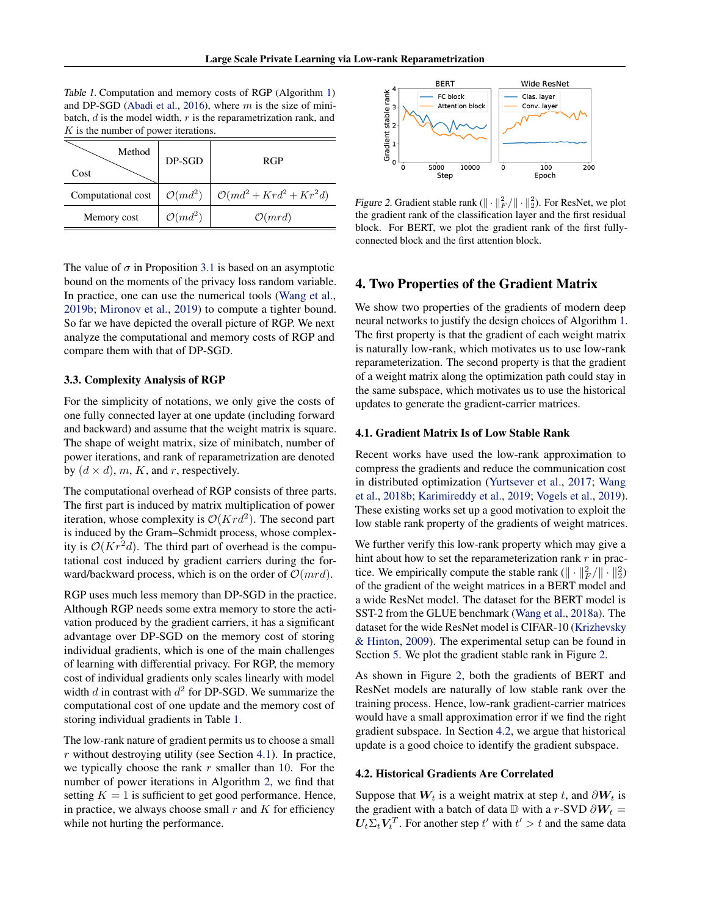Table 1. Computation and memory costs of RGP (Algorithm 1) and DP-SGD (Abadi et al., 2016), where $m$ is the size of mini-batch, $d$ is the model width, $r$ is the reparametrization rank, and $K$ is the number of power iterations.

| Cost \ Method | DP-SGD | RGP |
|---|---|---|
| Computational cost | $\mathcal{O}(md^2)$ | $\mathcal{O}(md^2 + Krd^2 + Kr^2d)$ |
| Memory cost | $\mathcal{O}(md^2)$ | $\mathcal{O}(mrd)$ |

The value of $\sigma$ in Proposition 3.1 is based on an asymptotic bound on the moments of the privacy loss random variable. In practice, one can use the numerical tools (Wang et al., 2019b; Mironov et al., 2019) to compute a tighter bound. So far we have depicted the overall picture of RGP. We next analyze the computational and memory costs of RGP and compare them with that of DP-SGD.

### 3.3. Complexity Analysis of RGP

For the simplicity of notations, we only give the costs of one fully connected layer at one update (including forward and backward) and assume that the weight matrix is square. The shape of weight matrix, size of minibatch, number of power iterations, and rank of reparametrization are denoted by $(d \times d)$, $m$, $K$, and $r$, respectively.

The computational overhead of RGP consists of three parts. The first part is induced by matrix multiplication of power iteration, whose complexity is $\mathcal{O}(Krd^2)$. The second part is induced by the Gram–Schmidt process, whose complexity is $\mathcal{O}(Kr^2d)$. The third part of overhead is the computational cost induced by gradient carriers during the forward/backward process, which is on the order of $\mathcal{O}(mrd)$.

RGP uses much less memory than DP-SGD in the practice. Although RGP needs some extra memory to store the activation produced by the gradient carriers, it has a significant advantage over DP-SGD on the memory cost of storing individual gradients, which is one of the main challenges of learning with differential privacy. For RGP, the memory cost of individual gradients only scales linearly with model width $d$ in contrast with $d^2$ for DP-SGD. We summarize the computational cost of one update and the memory cost of storing individual gradients in Table 1.

The low-rank nature of gradient permits us to choose a small $r$ without destroying utility (see Section 4.1). In practice, we typically choose the rank $r$ smaller than 10. For the number of power iterations in Algorithm 2, we find that setting $K = 1$ is sufficient to get good performance. Hence, in practice, we always choose small $r$ and $K$ for efficiency while not hurting the performance.

Figure 2. Gradient stable rank ($\|\cdot\|_F^2/\|\cdot\|_2^2$). For ResNet, we plot the gradient rank of the classification layer and the first residual block. For BERT, we plot the gradient rank of the first fully-connected block and the first attention block.

## 4. Two Properties of the Gradient Matrix

We show two properties of the gradients of modern deep neural networks to justify the design choices of Algorithm 1. The first property is that the gradient of each weight matrix is naturally low-rank, which motivates us to use low-rank reparameterization. The second property is that the gradient of a weight matrix along the optimization path could stay in the same subspace, which motivates us to use the historical updates to generate the gradient-carrier matrices.

### 4.1. Gradient Matrix Is of Low Stable Rank

Recent works have used the low-rank approximation to compress the gradients and reduce the communication cost in distributed optimization (Yurtsever et al., 2017; Wang et al., 2018b; Karimireddy et al., 2019; Vogels et al., 2019). These existing works set up a good motivation to exploit the low stable rank property of the gradients of weight matrices.

We further verify this low-rank property which may give a hint about how to set the reparameterization rank $r$ in practice. We empirically compute the stable rank ($\|\cdot\|_F^2/\|\cdot\|_2^2$) of the gradient of the weight matrices in a BERT model and a wide ResNet model. The dataset for the BERT model is SST-2 from the GLUE benchmark (Wang et al., 2018a). The dataset for the wide ResNet model is CIFAR-10 (Krizhevsky & Hinton, 2009). The experimental setup can be found in Section 5. We plot the gradient stable rank in Figure 2.

As shown in Figure 2, both the gradients of BERT and ResNet models are naturally of low stable rank over the training process. Hence, low-rank gradient-carrier matrices would have a small approximation error if we find the right gradient subspace. In Section 4.2, we argue that historical update is a good choice to identify the gradient subspace.

### 4.2. Historical Gradients Are Correlated

Suppose that $\boldsymbol{W}_t$ is a weight matrix at step $t$, and $\partial \boldsymbol{W}_t$ is the gradient with a batch of data $\mathbb{D}$ with a $r$-SVD $\partial \boldsymbol{W}_t = \boldsymbol{U}_t \Sigma_t \boldsymbol{V}_t^T$. For another step $t'$ with $t' > t$ and the same data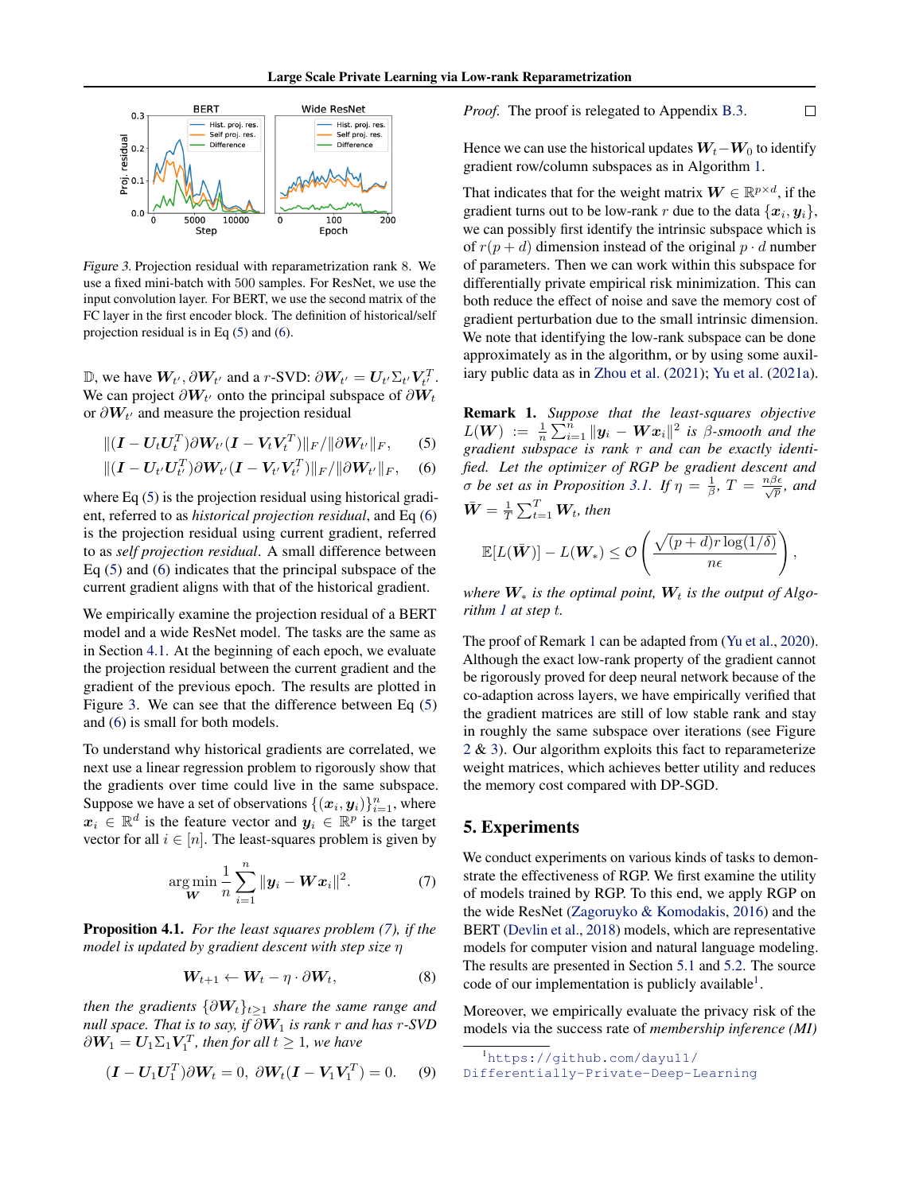Figure 3. Projection residual with reparametrization rank 8. We use a fixed mini-batch with 500 samples. For ResNet, we use the input convolution layer. For BERT, we use the second matrix of the FC layer in the first encoder block. The definition of historical/self projection residual is in Eq (5) and (6).

$\mathbb{D}$, we have $\boldsymbol{W}_{t'}, \partial \boldsymbol{W}_{t'}$ and a $r$-SVD: $\partial \boldsymbol{W}_{t'} = \boldsymbol{U}_{t'} \Sigma_{t'} \boldsymbol{V}_{t'}^T$. We can project $\partial \boldsymbol{W}_{t'}$ onto the principal subspace of $\partial \boldsymbol{W}_t$ or $\partial \boldsymbol{W}_{t'}$ and measure the projection residual

$$\|(\boldsymbol{I} - \boldsymbol{U}_t \boldsymbol{U}_t^T) \partial \boldsymbol{W}_{t'} (\boldsymbol{I} - \boldsymbol{V}_t \boldsymbol{V}_t^T)\|_F / \|\partial \boldsymbol{W}_{t'}\|_F, \quad (5)$$

$$\|(\boldsymbol{I} - \boldsymbol{U}_{t'} \boldsymbol{U}_{t'}^T) \partial \boldsymbol{W}_{t'} (\boldsymbol{I} - \boldsymbol{V}_{t'} \boldsymbol{V}_{t'}^T)\|_F / \|\partial \boldsymbol{W}_{t'}\|_F, \quad (6)$$

where Eq (5) is the projection residual using historical gradient, referred to as *historical projection residual*, and Eq (6) is the projection residual using current gradient, referred to as *self projection residual*. A small difference between Eq (5) and (6) indicates that the principal subspace of the current gradient aligns with that of the historical gradient.

We empirically examine the projection residual of a BERT model and a wide ResNet model. The tasks are the same as in Section 4.1. At the beginning of each epoch, we evaluate the projection residual between the current gradient and the gradient of the previous epoch. The results are plotted in Figure 3. We can see that the difference between Eq (5) and (6) is small for both models.

To understand why historical gradients are correlated, we next use a linear regression problem to rigorously show that the gradients over time could live in the same subspace. Suppose we have a set of observations $\{(\boldsymbol{x}_i, \boldsymbol{y}_i)\}_{i=1}^n$, where $\boldsymbol{x}_i \in \mathbb{R}^d$ is the feature vector and $\boldsymbol{y}_i \in \mathbb{R}^p$ is the target vector for all $i \in [n]$. The least-squares problem is given by

$$\arg\min_{\boldsymbol{W}} \frac{1}{n} \sum_{i=1}^{n} \|\boldsymbol{y}_i - \boldsymbol{W} \boldsymbol{x}_i\|^2. \quad (7)$$

**Proposition 4.1.** *For the least squares problem (7), if the model is updated by gradient descent with step size $\eta$*

$$\boldsymbol{W}_{t+1} \leftarrow \boldsymbol{W}_t - \eta \cdot \partial \boldsymbol{W}_t, \quad (8)$$

*then the gradients $\{\partial \boldsymbol{W}_t\}_{t \geq 1}$ share the same range and null space. That is to say, if $\partial \boldsymbol{W}_1$ is rank $r$ and has $r$-SVD $\partial \boldsymbol{W}_1 = \boldsymbol{U}_1 \Sigma_1 \boldsymbol{V}_1^T$, then for all $t \geq 1$, we have*

$$(\boldsymbol{I} - \boldsymbol{U}_1 \boldsymbol{U}_1^T) \partial \boldsymbol{W}_t = 0, \ \partial \boldsymbol{W}_t (\boldsymbol{I} - \boldsymbol{V}_1 \boldsymbol{V}_1^T) = 0. \quad (9)$$

*Proof.* The proof is relegated to Appendix B.3. □

Hence we can use the historical updates $\boldsymbol{W}_t - \boldsymbol{W}_0$ to identify gradient row/column subspaces as in Algorithm 1.

That indicates that for the weight matrix $\boldsymbol{W} \in \mathbb{R}^{p \times d}$, if the gradient turns out to be low-rank $r$ due to the data $\{\boldsymbol{x}_i, \boldsymbol{y}_i\}$, we can possibly first identify the intrinsic subspace which is of $r(p+d)$ dimension instead of the original $p \cdot d$ number of parameters. Then we can work within this subspace for differentially private empirical risk minimization. This can both reduce the effect of noise and save the memory cost of gradient perturbation due to the small intrinsic dimension. We note that identifying the low-rank subspace can be done approximately as in the algorithm, or by using some auxiliary public data as in Zhou et al. (2021); Yu et al. (2021a).

**Remark 1.** *Suppose that the least-squares objective $L(\boldsymbol{W}) := \frac{1}{n} \sum_{i=1}^{n} \|\boldsymbol{y}_i - \boldsymbol{W} \boldsymbol{x}_i\|^2$ is $\beta$-smooth and the gradient subspace is rank $r$ and can be exactly identified. Let the optimizer of RGP be gradient descent and $\sigma$ be set as in Proposition 3.1. If $\eta = \frac{1}{\beta}$, $T = \frac{n\beta\epsilon}{\sqrt{p}}$, and $\bar{\boldsymbol{W}} = \frac{1}{T} \sum_{t=1}^{T} \boldsymbol{W}_t$, then*

$$\mathbb{E}[L(\bar{\boldsymbol{W}})] - L(\boldsymbol{W}_*) \leq \mathcal{O}\left(\frac{\sqrt{(p+d)r\log(1/\delta)}}{n\epsilon}\right),$$

*where $\boldsymbol{W}_*$ is the optimal point, $\boldsymbol{W}_t$ is the output of Algorithm 1 at step $t$.*

The proof of Remark 1 can be adapted from (Yu et al., 2020). Although the exact low-rank property of the gradient cannot be rigorously proved for deep neural network because of the co-adaption across layers, we have empirically verified that the gradient matrices are still of low stable rank and stay in roughly the same subspace over iterations (see Figure 2 & 3). Our algorithm exploits this fact to reparameterize weight matrices, which achieves better utility and reduces the memory cost compared with DP-SGD.

## 5. Experiments

We conduct experiments on various kinds of tasks to demonstrate the effectiveness of RGP. We first examine the utility of models trained by RGP. To this end, we apply RGP on the wide ResNet (Zagoruyko & Komodakis, 2016) and the BERT (Devlin et al., 2018) models, which are representative models for computer vision and natural language modeling. The results are presented in Section 5.1 and 5.2. The source code of our implementation is publicly available[1].

Moreover, we empirically evaluate the privacy risk of the models via the success rate of *membership inference (MI)*

[1] https://github.com/dayu11/Differentially-Private-Deep-Learning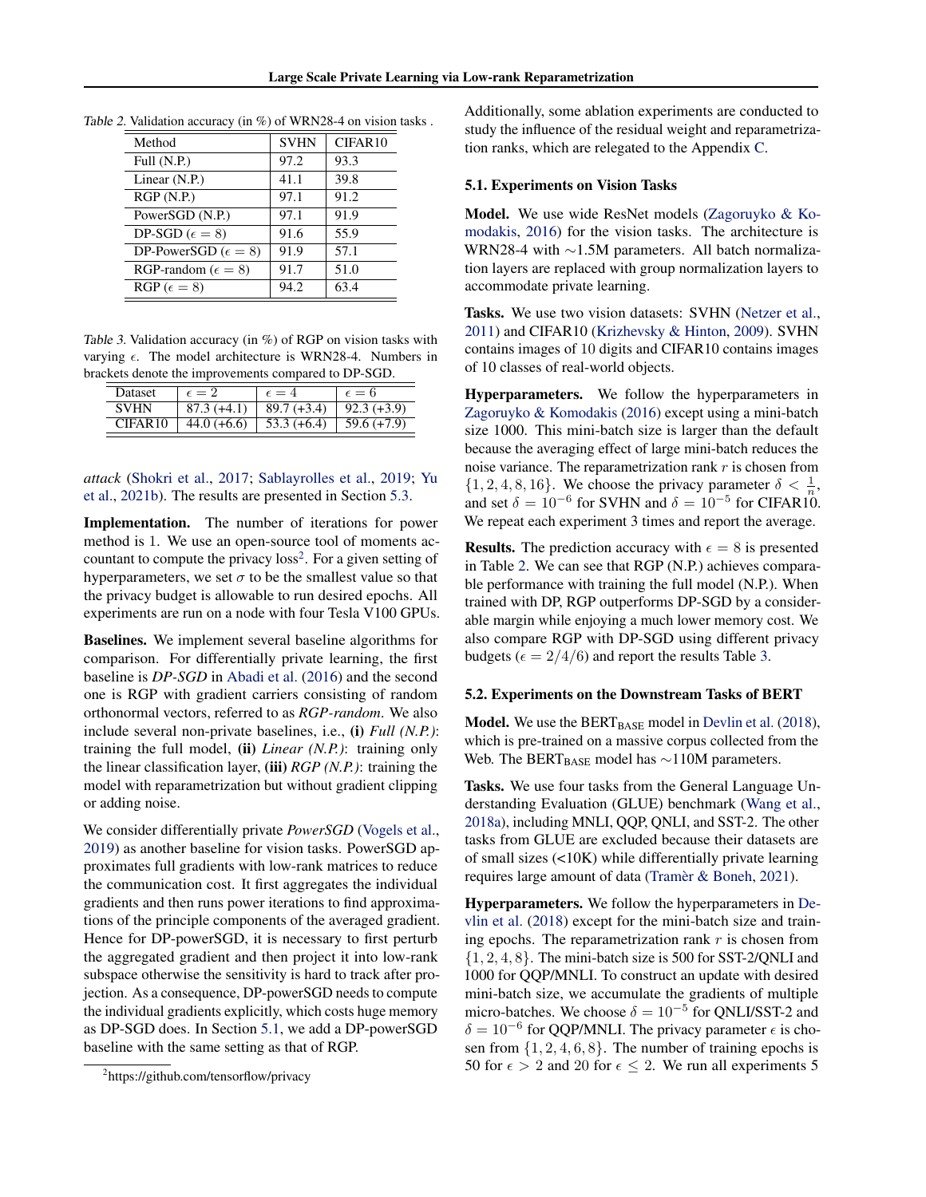Table 2. Validation accuracy (in %) of WRN28-4 on vision tasks .

| Method | SVHN | CIFAR10 |
|---|---|---|
| Full (N.P.) | 97.2 | 93.3 |
| Linear (N.P.) | 41.1 | 39.8 |
| RGP (N.P.) | 97.1 | 91.2 |
| PowerSGD (N.P.) | 97.1 | 91.9 |
| DP-SGD ($\epsilon = 8$) | 91.6 | 55.9 |
| DP-PowerSGD ($\epsilon = 8$) | 91.9 | 57.1 |
| RGP-random ($\epsilon = 8$) | 91.7 | 51.0 |
| RGP ($\epsilon = 8$) | 94.2 | 63.4 |

Table 3. Validation accuracy (in %) of RGP on vision tasks with varying $\epsilon$. The model architecture is WRN28-4. Numbers in brackets denote the improvements compared to DP-SGD.

| Dataset | $\epsilon = 2$ | $\epsilon = 4$ | $\epsilon = 6$ |
|---|---|---|---|
| SVHN | 87.3 (+4.1) | 89.7 (+3.4) | 92.3 (+3.9) |
| CIFAR10 | 44.0 (+6.6) | 53.3 (+6.4) | 59.6 (+7.9) |

*attack* (Shokri et al., 2017; Sablayrolles et al., 2019; Yu et al., 2021b). The results are presented in Section 5.3.

**Implementation.** The number of iterations for power method is 1. We use an open-source tool of moments accountant to compute the privacy loss[2]. For a given setting of hyperparameters, we set $\sigma$ to be the smallest value so that the privacy budget is allowable to run desired epochs. All experiments are run on a node with four Tesla V100 GPUs.

**Baselines.** We implement several baseline algorithms for comparison. For differentially private learning, the first baseline is *DP-SGD* in Abadi et al. (2016) and the second one is RGP with gradient carriers consisting of random orthonormal vectors, referred to as *RGP-random*. We also include several non-private baselines, i.e., **(i)** *Full (N.P.)*: training the full model, **(ii)** *Linear (N.P.)*: training only the linear classification layer, **(iii)** *RGP (N.P.)*: training the model with reparametrization but without gradient clipping or adding noise.

We consider differentially private *PowerSGD* (Vogels et al., 2019) as another baseline for vision tasks. PowerSGD approximates full gradients with low-rank matrices to reduce the communication cost. It first aggregates the individual gradients and then runs power iterations to find approximations of the principle components of the averaged gradient. Hence for DP-powerSGD, it is necessary to first perturb the aggregated gradient and then project it into low-rank subspace otherwise the sensitivity is hard to track after projection. As a consequence, DP-powerSGD needs to compute the individual gradients explicitly, which costs huge memory as DP-SGD does. In Section 5.1, we add a DP-powerSGD baseline with the same setting as that of RGP.

[2]https://github.com/tensorflow/privacy

Additionally, some ablation experiments are conducted to study the influence of the residual weight and reparametrization ranks, which are relegated to the Appendix C.

### 5.1. Experiments on Vision Tasks

**Model.** We use wide ResNet models (Zagoruyko & Komodakis, 2016) for the vision tasks. The architecture is WRN28-4 with $\sim$1.5M parameters. All batch normalization layers are replaced with group normalization layers to accommodate private learning.

**Tasks.** We use two vision datasets: SVHN (Netzer et al., 2011) and CIFAR10 (Krizhevsky & Hinton, 2009). SVHN contains images of 10 digits and CIFAR10 contains images of 10 classes of real-world objects.

**Hyperparameters.** We follow the hyperparameters in Zagoruyko & Komodakis (2016) except using a mini-batch size 1000. This mini-batch size is larger than the default because the averaging effect of large mini-batch reduces the noise variance. The reparametrization rank $r$ is chosen from $\{1, 2, 4, 8, 16\}$. We choose the privacy parameter $\delta < \frac{1}{n}$, and set $\delta = 10^{-6}$ for SVHN and $\delta = 10^{-5}$ for CIFAR10. We repeat each experiment 3 times and report the average.

**Results.** The prediction accuracy with $\epsilon = 8$ is presented in Table 2. We can see that RGP (N.P.) achieves comparable performance with training the full model (N.P.). When trained with DP, RGP outperforms DP-SGD by a considerable margin while enjoying a much lower memory cost. We also compare RGP with DP-SGD using different privacy budgets ($\epsilon = 2/4/6$) and report the results Table 3.

### 5.2. Experiments on the Downstream Tasks of BERT

**Model.** We use the $\text{BERT}_{\text{BASE}}$ model in Devlin et al. (2018), which is pre-trained on a massive corpus collected from the Web. The $\text{BERT}_{\text{BASE}}$ model has $\sim$110M parameters.

**Tasks.** We use four tasks from the General Language Understanding Evaluation (GLUE) benchmark (Wang et al., 2018a), including MNLI, QQP, QNLI, and SST-2. The other tasks from GLUE are excluded because their datasets are of small sizes (<10K) while differentially private learning requires large amount of data (Tramèr & Boneh, 2021).

**Hyperparameters.** We follow the hyperparameters in Devlin et al. (2018) except for the mini-batch size and training epochs. The reparametrization rank $r$ is chosen from $\{1, 2, 4, 8\}$. The mini-batch size is 500 for SST-2/QNLI and 1000 for QQP/MNLI. To construct an update with desired mini-batch size, we accumulate the gradients of multiple micro-batches. We choose $\delta = 10^{-5}$ for QNLI/SST-2 and $\delta = 10^{-6}$ for QQP/MNLI. The privacy parameter $\epsilon$ is chosen from $\{1, 2, 4, 6, 8\}$. The number of training epochs is 50 for $\epsilon > 2$ and 20 for $\epsilon \leq 2$. We run all experiments 5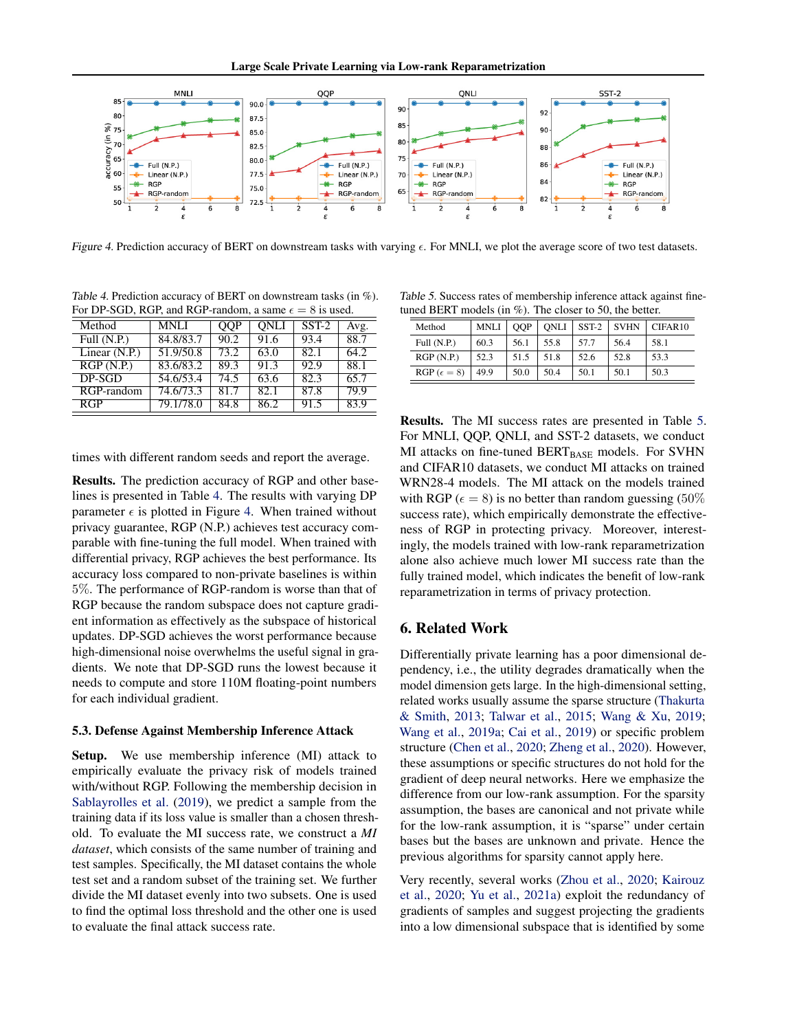*Figure 4.* Prediction accuracy of BERT on downstream tasks with varying $\epsilon$. For MNLI, we plot the average score of two test datasets.

*Table 4.* Prediction accuracy of BERT on downstream tasks (in %). For DP-SGD, RGP, and RGP-random, a same $\epsilon = 8$ is used.

| Method | MNLI | QQP | QNLI | SST-2 | Avg. |
|---|---|---|---|---|---|
| Full (N.P.) | 84.8/83.7 | 90.2 | 91.6 | 93.4 | 88.7 |
| Linear (N.P.) | 51.9/50.8 | 73.2 | 63.0 | 82.1 | 64.2 |
| RGP (N.P.) | 83.6/83.2 | 89.3 | 91.3 | 92.9 | 88.1 |
| DP-SGD | 54.6/53.4 | 74.5 | 63.6 | 82.3 | 65.7 |
| RGP-random | 74.6/73.3 | 81.7 | 82.1 | 87.8 | 79.9 |
| RGP | 79.1/78.0 | 84.8 | 86.2 | 91.5 | 83.9 |

times with different random seeds and report the average.

**Results.** The prediction accuracy of RGP and other baselines is presented in Table 4. The results with varying DP parameter $\epsilon$ is plotted in Figure 4. When trained without privacy guarantee, RGP (N.P.) achieves test accuracy comparable with fine-tuning the full model. When trained with differential privacy, RGP achieves the best performance. Its accuracy loss compared to non-private baselines is within $5\%$. The performance of RGP-random is worse than that of RGP because the random subspace does not capture gradient information as effectively as the subspace of historical updates. DP-SGD achieves the worst performance because high-dimensional noise overwhelms the useful signal in gradients. We note that DP-SGD runs the lowest because it needs to compute and store 110M floating-point numbers for each individual gradient.

### 5.3. Defense Against Membership Inference Attack

**Setup.** We use membership inference (MI) attack to empirically evaluate the privacy risk of models trained with/without RGP. Following the membership decision in Sablayrolles et al. (2019), we predict a sample from the training data if its loss value is smaller than a chosen threshold. To evaluate the MI success rate, we construct a *MI dataset*, which consists of the same number of training and test samples. Specifically, the MI dataset contains the whole test set and a random subset of the training set. We further divide the MI dataset evenly into two subsets. One is used to find the optimal loss threshold and the other one is used to evaluate the final attack success rate.

*Table 5.* Success rates of membership inference attack against fine-tuned BERT models (in %). The closer to 50, the better.

| Method | MNLI | QQP | QNLI | SST-2 | SVHN | CIFAR10 |
|---|---|---|---|---|---|---|
| Full (N.P.) | 60.3 | 56.1 | 55.8 | 57.7 | 56.4 | 58.1 |
| RGP (N.P.) | 52.3 | 51.5 | 51.8 | 52.6 | 52.8 | 53.3 |
| RGP ($\epsilon = 8$) | 49.9 | 50.0 | 50.4 | 50.1 | 50.1 | 50.3 |

**Results.** The MI success rates are presented in Table 5. For MNLI, QQP, QNLI, and SST-2 datasets, we conduct MI attacks on fine-tuned $\text{BERT}_{\text{BASE}}$ models. For SVHN and CIFAR10 datasets, we conduct MI attacks on trained WRN28-4 models. The MI attack on the models trained with RGP ($\epsilon = 8$) is no better than random guessing ($50\%$ success rate), which empirically demonstrate the effectiveness of RGP in protecting privacy. Moreover, interestingly, the models trained with low-rank reparametrization alone also achieve much lower MI success rate than the fully trained model, which indicates the benefit of low-rank reparametrization in terms of privacy protection.

## 6. Related Work

Differentially private learning has a poor dimensional dependency, i.e., the utility degrades dramatically when the model dimension gets large. In the high-dimensional setting, related works usually assume the sparse structure (Thakurta & Smith, 2013; Talwar et al., 2015; Wang & Xu, 2019; Wang et al., 2019a; Cai et al., 2019) or specific problem structure (Chen et al., 2020; Zheng et al., 2020). However, these assumptions or specific structures do not hold for the gradient of deep neural networks. Here we emphasize the difference from our low-rank assumption. For the sparsity assumption, the bases are canonical and not private while for the low-rank assumption, it is "sparse" under certain bases but the bases are unknown and private. Hence the previous algorithms for sparsity cannot apply here.

Very recently, several works (Zhou et al., 2020; Kairouz et al., 2020; Yu et al., 2021a) exploit the redundancy of gradients of samples and suggest projecting the gradients into a low dimensional subspace that is identified by some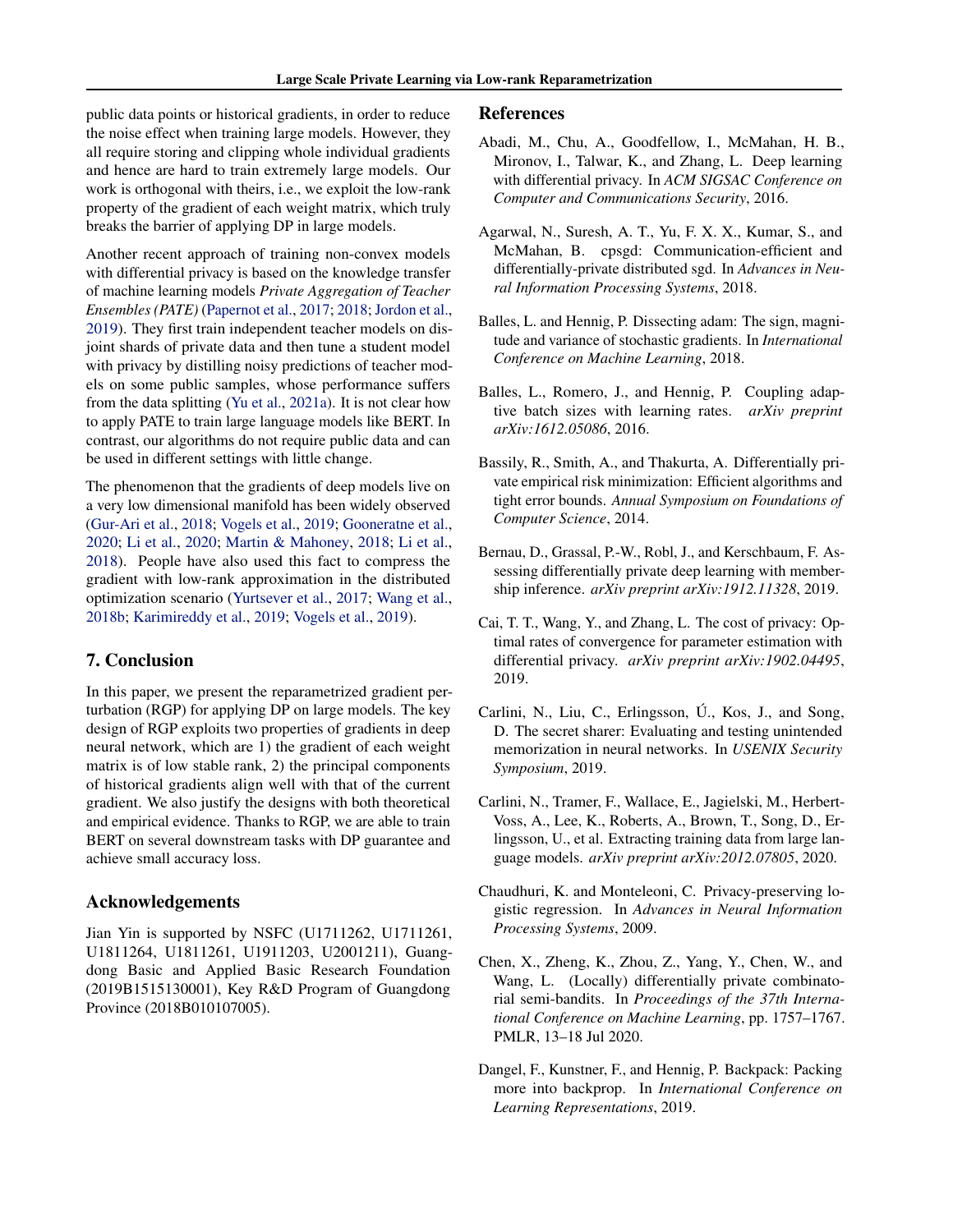public data points or historical gradients, in order to reduce the noise effect when training large models. However, they all require storing and clipping whole individual gradients and hence are hard to train extremely large models. Our work is orthogonal with theirs, i.e., we exploit the low-rank property of the gradient of each weight matrix, which truly breaks the barrier of applying DP in large models.

Another recent approach of training non-convex models with differential privacy is based on the knowledge transfer of machine learning models *Private Aggregation of Teacher Ensembles (PATE)* (Papernot et al., 2017; 2018; Jordon et al., 2019). They first train independent teacher models on disjoint shards of private data and then tune a student model with privacy by distilling noisy predictions of teacher models on some public samples, whose performance suffers from the data splitting (Yu et al., 2021a). It is not clear how to apply PATE to train large language models like BERT. In contrast, our algorithms do not require public data and can be used in different settings with little change.

The phenomenon that the gradients of deep models live on a very low dimensional manifold has been widely observed (Gur-Ari et al., 2018; Vogels et al., 2019; Gooneratne et al., 2020; Li et al., 2020; Martin & Mahoney, 2018; Li et al., 2018). People have also used this fact to compress the gradient with low-rank approximation in the distributed optimization scenario (Yurtsever et al., 2017; Wang et al., 2018b; Karimireddy et al., 2019; Vogels et al., 2019).

## 7. Conclusion

In this paper, we present the reparametrized gradient perturbation (RGP) for applying DP on large models. The key design of RGP exploits two properties of gradients in deep neural network, which are 1) the gradient of each weight matrix is of low stable rank, 2) the principal components of historical gradients align well with that of the current gradient. We also justify the designs with both theoretical and empirical evidence. Thanks to RGP, we are able to train BERT on several downstream tasks with DP guarantee and achieve small accuracy loss.

## Acknowledgements

Jian Yin is supported by NSFC (U1711262, U1711261, U1811264, U1811261, U1911203, U2001211), Guangdong Basic and Applied Basic Research Foundation (2019B1515130001), Key R&D Program of Guangdong Province (2018B010107005).

## References

Abadi, M., Chu, A., Goodfellow, I., McMahan, H. B., Mironov, I., Talwar, K., and Zhang, L. Deep learning with differential privacy. In *ACM SIGSAC Conference on Computer and Communications Security*, 2016.

Agarwal, N., Suresh, A. T., Yu, F. X. X., Kumar, S., and McMahan, B. cpsgd: Communication-efficient and differentially-private distributed sgd. In *Advances in Neural Information Processing Systems*, 2018.

Balles, L. and Hennig, P. Dissecting adam: The sign, magnitude and variance of stochastic gradients. In *International Conference on Machine Learning*, 2018.

Balles, L., Romero, J., and Hennig, P. Coupling adaptive batch sizes with learning rates. *arXiv preprint arXiv:1612.05086*, 2016.

Bassily, R., Smith, A., and Thakurta, A. Differentially private empirical risk minimization: Efficient algorithms and tight error bounds. *Annual Symposium on Foundations of Computer Science*, 2014.

Bernau, D., Grassal, P.-W., Robl, J., and Kerschbaum, F. Assessing differentially private deep learning with membership inference. *arXiv preprint arXiv:1912.11328*, 2019.

Cai, T. T., Wang, Y., and Zhang, L. The cost of privacy: Optimal rates of convergence for parameter estimation with differential privacy. *arXiv preprint arXiv:1902.04495*, 2019.

Carlini, N., Liu, C., Erlingsson, Ú., Kos, J., and Song, D. The secret sharer: Evaluating and testing unintended memorization in neural networks. In *USENIX Security Symposium*, 2019.

Carlini, N., Tramer, F., Wallace, E., Jagielski, M., Herbert-Voss, A., Lee, K., Roberts, A., Brown, T., Song, D., Erlingsson, U., et al. Extracting training data from large language models. *arXiv preprint arXiv:2012.07805*, 2020.

Chaudhuri, K. and Monteleoni, C. Privacy-preserving logistic regression. In *Advances in Neural Information Processing Systems*, 2009.

Chen, X., Zheng, K., Zhou, Z., Yang, Y., Chen, W., and Wang, L. (Locally) differentially private combinatorial semi-bandits. In *Proceedings of the 37th International Conference on Machine Learning*, pp. 1757–1767. PMLR, 13–18 Jul 2020.

Dangel, F., Kunstner, F., and Hennig, P. Backpack: Packing more into backprop. In *International Conference on Learning Representations*, 2019.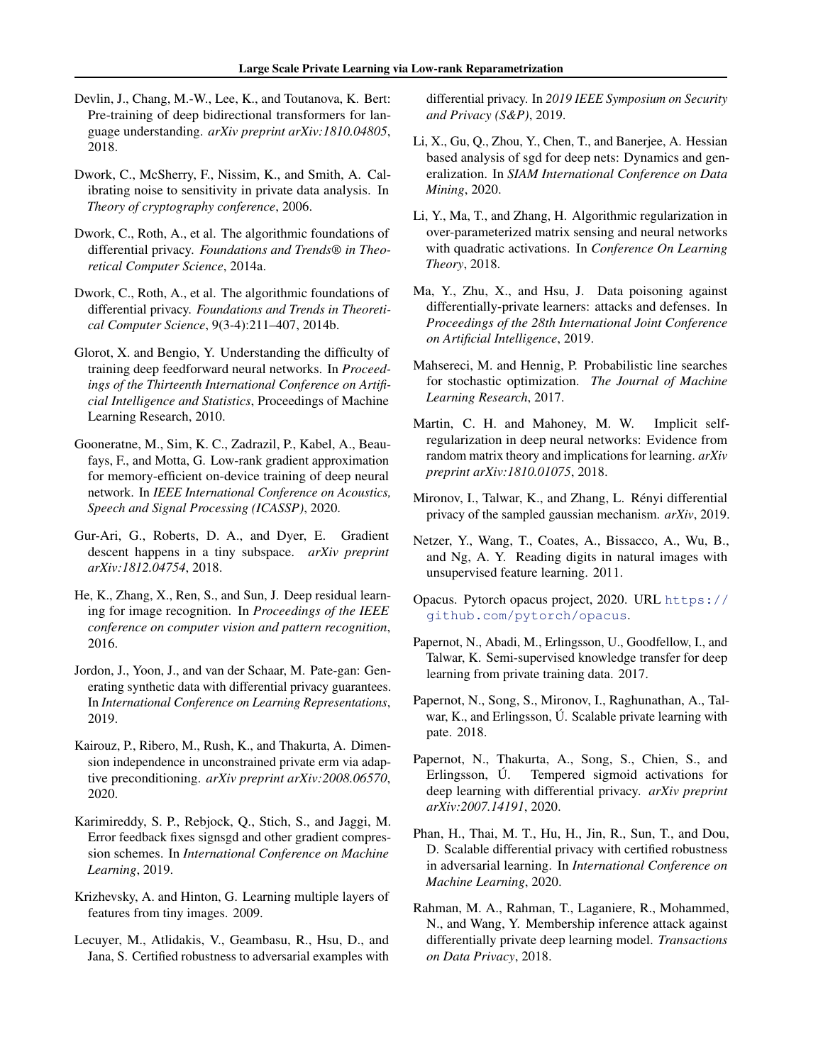Devlin, J., Chang, M.-W., Lee, K., and Toutanova, K. Bert: Pre-training of deep bidirectional transformers for language understanding. *arXiv preprint arXiv:1810.04805*, 2018.

Dwork, C., McSherry, F., Nissim, K., and Smith, A. Calibrating noise to sensitivity in private data analysis. In *Theory of cryptography conference*, 2006.

Dwork, C., Roth, A., et al. The algorithmic foundations of differential privacy. *Foundations and Trends® in Theoretical Computer Science*, 2014a.

Dwork, C., Roth, A., et al. The algorithmic foundations of differential privacy. *Foundations and Trends in Theoretical Computer Science*, 9(3-4):211–407, 2014b.

Glorot, X. and Bengio, Y. Understanding the difficulty of training deep feedforward neural networks. In *Proceedings of the Thirteenth International Conference on Artificial Intelligence and Statistics*, Proceedings of Machine Learning Research, 2010.

Gooneratne, M., Sim, K. C., Zadrazil, P., Kabel, A., Beaufays, F., and Motta, G. Low-rank gradient approximation for memory-efficient on-device training of deep neural network. In *IEEE International Conference on Acoustics, Speech and Signal Processing (ICASSP)*, 2020.

Gur-Ari, G., Roberts, D. A., and Dyer, E. Gradient descent happens in a tiny subspace. *arXiv preprint arXiv:1812.04754*, 2018.

He, K., Zhang, X., Ren, S., and Sun, J. Deep residual learning for image recognition. In *Proceedings of the IEEE conference on computer vision and pattern recognition*, 2016.

Jordon, J., Yoon, J., and van der Schaar, M. Pate-gan: Generating synthetic data with differential privacy guarantees. In *International Conference on Learning Representations*, 2019.

Kairouz, P., Ribero, M., Rush, K., and Thakurta, A. Dimension independence in unconstrained private erm via adaptive preconditioning. *arXiv preprint arXiv:2008.06570*, 2020.

Karimireddy, S. P., Rebjock, Q., Stich, S., and Jaggi, M. Error feedback fixes signsgd and other gradient compression schemes. In *International Conference on Machine Learning*, 2019.

Krizhevsky, A. and Hinton, G. Learning multiple layers of features from tiny images. 2009.

Lecuyer, M., Atlidakis, V., Geambasu, R., Hsu, D., and Jana, S. Certified robustness to adversarial examples with differential privacy. In *2019 IEEE Symposium on Security and Privacy (S&P)*, 2019.

Li, X., Gu, Q., Zhou, Y., Chen, T., and Banerjee, A. Hessian based analysis of sgd for deep nets: Dynamics and generalization. In *SIAM International Conference on Data Mining*, 2020.

Li, Y., Ma, T., and Zhang, H. Algorithmic regularization in over-parameterized matrix sensing and neural networks with quadratic activations. In *Conference On Learning Theory*, 2018.

Ma, Y., Zhu, X., and Hsu, J. Data poisoning against differentially-private learners: attacks and defenses. In *Proceedings of the 28th International Joint Conference on Artificial Intelligence*, 2019.

Mahsereci, M. and Hennig, P. Probabilistic line searches for stochastic optimization. *The Journal of Machine Learning Research*, 2017.

Martin, C. H. and Mahoney, M. W. Implicit self-regularization in deep neural networks: Evidence from random matrix theory and implications for learning. *arXiv preprint arXiv:1810.01075*, 2018.

Mironov, I., Talwar, K., and Zhang, L. Rényi differential privacy of the sampled gaussian mechanism. *arXiv*, 2019.

Netzer, Y., Wang, T., Coates, A., Bissacco, A., Wu, B., and Ng, A. Y. Reading digits in natural images with unsupervised feature learning. 2011.

Opacus. Pytorch opacus project, 2020. URL https://github.com/pytorch/opacus.

Papernot, N., Abadi, M., Erlingsson, U., Goodfellow, I., and Talwar, K. Semi-supervised knowledge transfer for deep learning from private training data. 2017.

Papernot, N., Song, S., Mironov, I., Raghunathan, A., Talwar, K., and Erlingsson, Ú. Scalable private learning with pate. 2018.

Papernot, N., Thakurta, A., Song, S., Chien, S., and Erlingsson, Ú. Tempered sigmoid activations for deep learning with differential privacy. *arXiv preprint arXiv:2007.14191*, 2020.

Phan, H., Thai, M. T., Hu, H., Jin, R., Sun, T., and Dou, D. Scalable differential privacy with certified robustness in adversarial learning. In *International Conference on Machine Learning*, 2020.

Rahman, M. A., Rahman, T., Laganiere, R., Mohammed, N., and Wang, Y. Membership inference attack against differentially private deep learning model. *Transactions on Data Privacy*, 2018.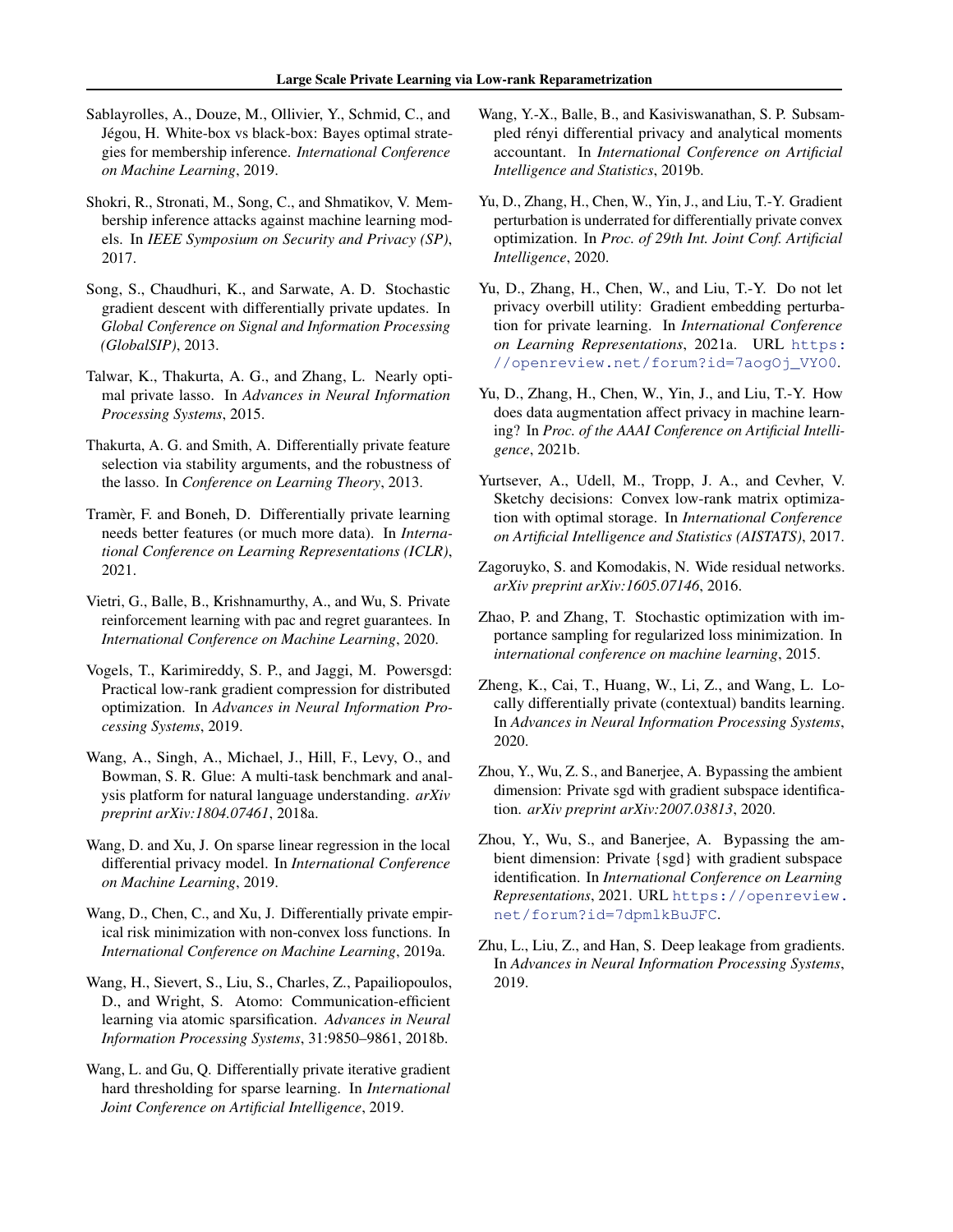Sablayrolles, A., Douze, M., Ollivier, Y., Schmid, C., and Jégou, H. White-box vs black-box: Bayes optimal strategies for membership inference. *International Conference on Machine Learning*, 2019.

Shokri, R., Stronati, M., Song, C., and Shmatikov, V. Membership inference attacks against machine learning models. In *IEEE Symposium on Security and Privacy (SP)*, 2017.

Song, S., Chaudhuri, K., and Sarwate, A. D. Stochastic gradient descent with differentially private updates. In *Global Conference on Signal and Information Processing (GlobalSIP)*, 2013.

Talwar, K., Thakurta, A. G., and Zhang, L. Nearly optimal private lasso. In *Advances in Neural Information Processing Systems*, 2015.

Thakurta, A. G. and Smith, A. Differentially private feature selection via stability arguments, and the robustness of the lasso. In *Conference on Learning Theory*, 2013.

Tramèr, F. and Boneh, D. Differentially private learning needs better features (or much more data). In *International Conference on Learning Representations (ICLR)*, 2021.

Vietri, G., Balle, B., Krishnamurthy, A., and Wu, S. Private reinforcement learning with pac and regret guarantees. In *International Conference on Machine Learning*, 2020.

Vogels, T., Karimireddy, S. P., and Jaggi, M. Powersgd: Practical low-rank gradient compression for distributed optimization. In *Advances in Neural Information Processing Systems*, 2019.

Wang, A., Singh, A., Michael, J., Hill, F., Levy, O., and Bowman, S. R. Glue: A multi-task benchmark and analysis platform for natural language understanding. *arXiv preprint arXiv:1804.07461*, 2018a.

Wang, D. and Xu, J. On sparse linear regression in the local differential privacy model. In *International Conference on Machine Learning*, 2019.

Wang, D., Chen, C., and Xu, J. Differentially private empirical risk minimization with non-convex loss functions. In *International Conference on Machine Learning*, 2019a.

Wang, H., Sievert, S., Liu, S., Charles, Z., Papailiopoulos, D., and Wright, S. Atomo: Communication-efficient learning via atomic sparsification. *Advances in Neural Information Processing Systems*, 31:9850–9861, 2018b.

Wang, L. and Gu, Q. Differentially private iterative gradient hard thresholding for sparse learning. In *International Joint Conference on Artificial Intelligence*, 2019.

Wang, Y.-X., Balle, B., and Kasiviswanathan, S. P. Subsampled rényi differential privacy and analytical moments accountant. In *International Conference on Artificial Intelligence and Statistics*, 2019b.

Yu, D., Zhang, H., Chen, W., Yin, J., and Liu, T.-Y. Gradient perturbation is underrated for differentially private convex optimization. In *Proc. of 29th Int. Joint Conf. Artificial Intelligence*, 2020.

Yu, D., Zhang, H., Chen, W., and Liu, T.-Y. Do not let privacy overbill utility: Gradient embedding perturbation for private learning. In *International Conference on Learning Representations*, 2021a. URL https://openreview.net/forum?id=7aogOj_VYO0.

Yu, D., Zhang, H., Chen, W., Yin, J., and Liu, T.-Y. How does data augmentation affect privacy in machine learning? In *Proc. of the AAAI Conference on Artificial Intelligence*, 2021b.

Yurtsever, A., Udell, M., Tropp, J. A., and Cevher, V. Sketchy decisions: Convex low-rank matrix optimization with optimal storage. In *International Conference on Artificial Intelligence and Statistics (AISTATS)*, 2017.

Zagoruyko, S. and Komodakis, N. Wide residual networks. *arXiv preprint arXiv:1605.07146*, 2016.

Zhao, P. and Zhang, T. Stochastic optimization with importance sampling for regularized loss minimization. In *international conference on machine learning*, 2015.

Zheng, K., Cai, T., Huang, W., Li, Z., and Wang, L. Locally differentially private (contextual) bandits learning. In *Advances in Neural Information Processing Systems*, 2020.

Zhou, Y., Wu, Z. S., and Banerjee, A. Bypassing the ambient dimension: Private sgd with gradient subspace identification. *arXiv preprint arXiv:2007.03813*, 2020.

Zhou, Y., Wu, S., and Banerjee, A. Bypassing the ambient dimension: Private {sgd} with gradient subspace identification. In *International Conference on Learning Representations*, 2021. URL https://openreview.net/forum?id=7dpmlkBuJFC.

Zhu, L., Liu, Z., and Han, S. Deep leakage from gradients. In *Advances in Neural Information Processing Systems*, 2019.